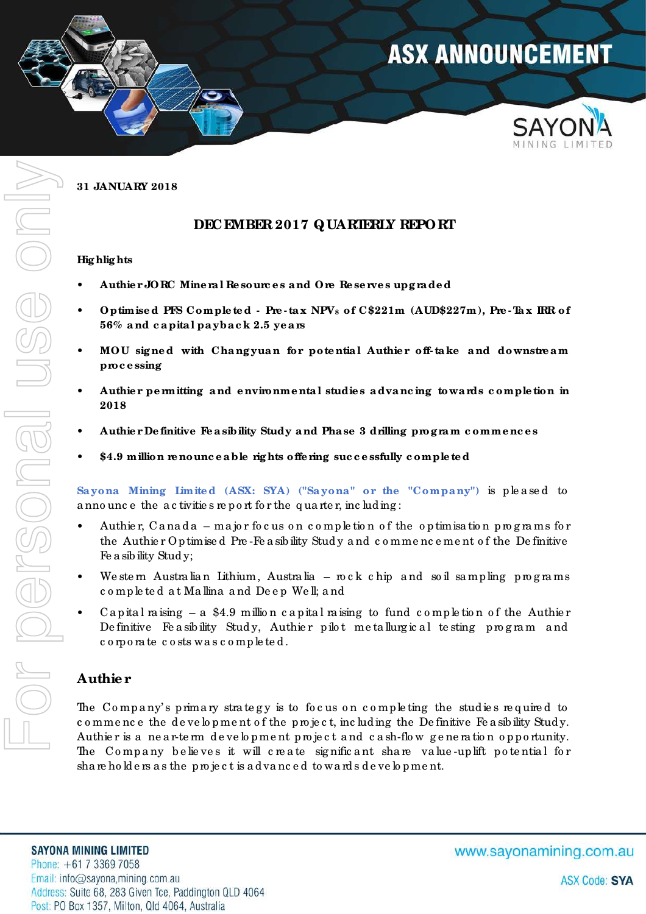31 JANUARY 2018

# DECEMBER 2017 QUARTERLY REPORT

**Highlights**

- **Authier JORC Mineral Resources and Ore Reserves upgraded**
- **Optimised PFS Completed - Pre-tax $NPV_8$ of C$221m (AUD$227m), Pre-Tax IRR of 56% and capital payback 2.5 years**
- **MOU signed with Changyuan for potential Authier off-take and downstream processing**
- **Authier permitting and environmental studies advancing towards completion in 2018**
- **Authier Definitive Feasibility Study and Phase 3 drilling program commences**
- **$4.9 million renounceable rights offering successfully completed**

**Sayona Mining Limited (ASX: SYA) ("Sayona" or the "Company")** is pleased to announce the activities report for the quarter, including:

- Authier, Canada – major focus on completion of the optimisation programs for the Authier Optimised Pre-Feasibility Study and commencement of the Definitive Feasibility Study;
- Western Australian Lithium, Australia – rock chip and soil sampling programs completed at Mallina and Deep Well; and
- Capital raising – a $4.9 million capital raising to fund completion of the Authier Definitive Feasibility Study, Authier pilot metallurgical testing program and corporate costs was completed.

## Authier

The Company's primary strategy is to focus on completing the studies required to commence the development of the project, including the Definitive Feasibility Study. Authier is a near-term development project and cash-flow generation opportunity. The Company believes it will create significant share value-uplift potential for shareholders as the project is advanced towards development.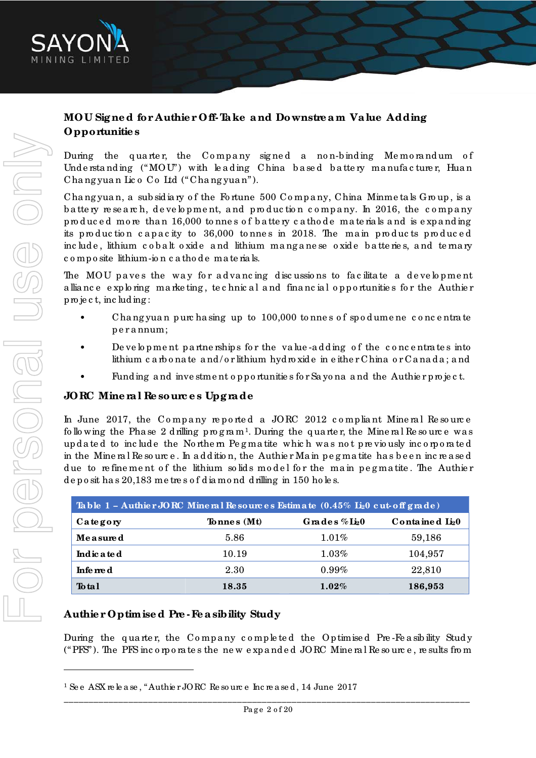## MOU Signed for Authier Off-Take and Downstream Value Adding Opportunities

During the quarter, the Company signed a non-binding Memorandum of Understanding ("MOU") with leading China based battery manufacturer, Huan Changyuan Lico Co Ltd ("Changyuan").

Changyuan, a subsidiary of the Fortune 500 Company, China Minmetals Group, is a battery research, development, and production company. In 2016, the company produced more than 16,000 tonnes of battery cathode materials and is expanding its production capacity to 36,000 tonnes in 2018. The main products produced include, lithium cobalt oxide and lithium manganese oxide batteries, and ternary composite lithium-ion cathode materials.

The MOU paves the way for advancing discussions to facilitate a development alliance exploring marketing, technical and financial opportunities for the Authier project, including:

- Changyuan purchasing up to 100,000 tonnes of spodumene concentrate per annum;
- Development partnerships for the value-adding of the concentrates into lithium carbonate and/or lithium hydroxide in either China or Canada; and
- Funding and investment opportunities for Sayona and the Authier project.

## JORC Mineral Resources Upgrade

In June 2017, the Company reported a JORC 2012 compliant Mineral Resource following the Phase 2 drilling program[1]. During the quarter, the Mineral Resource was updated to include the Northern Pegmatite which was not previously incorporated in the Mineral Resource. In addition, the Authier Main pegmatite has been increased due to refinement of the lithium solids model for the main pegmatite. The Authier deposit has 20,183 metres of diamond drilling in 150 holes.

**Table 1 – Authier JORC Mineral Resources Estimate (0.45% $Li_2O$ cut-off grade)**

| Category | Tonnes (Mt) | Grades % $Li_2O$ | Contained $Li_2O$ |
|---|---|---|---|
| **Measured** | 5.86 | 1.01% | 59,186 |
| **Indicated** | 10.19 | 1.03% | 104,957 |
| **Inferred** | 2.30 | 0.99% | 22,810 |
| **Total** | **18.35** | **1.02%** | **186,953** |

## Authier Optimised Pre-Feasibility Study

During the quarter, the Company completed the Optimised Pre-Feasibility Study ("PFS"). The PFS incorporates the new expanded JORC Mineral Resource, results from

[1] See ASX release, "Authier JORC Resource Increased, 14 June 2017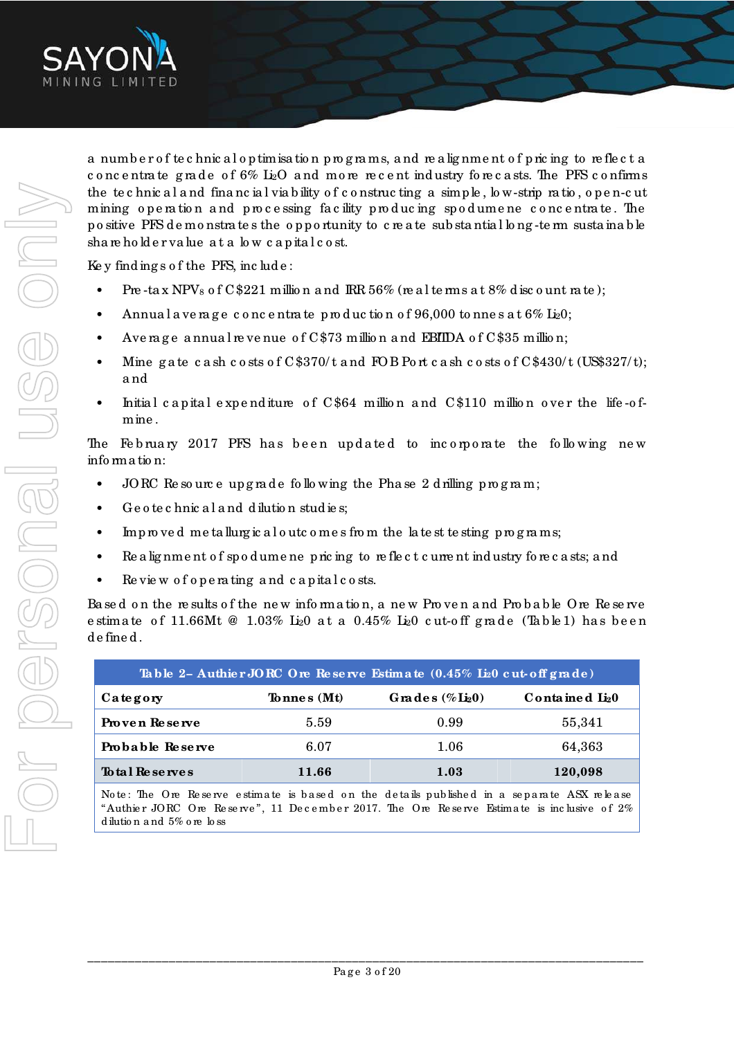a number of technical optimisation programs, and realignment of pricing to reflect a concentrate grade of 6% $Li_2O$ and more recent industry forecasts. The PFS confirms the technical and financial viability of constructing a simple, low-strip ratio, open-cut mining operation and processing facility producing spodumene concentrate. The positive PFS demonstrates the opportunity to create substantial long-term sustainable shareholder value at a low capital cost.

Key findings of the PFS, include:

- Pre-tax $NPV_8$ of C$221 million and IRR 56% (real terms at 8% discount rate);
- Annual average concentrate production of 96,000 tonnes at 6% $Li_20$;
- Average annual revenue of C$73 million and EBITDA of C$35 million;
- Mine gate cash costs of C$370/t and FOB Port cash costs of C$430/t (US$327/t); and
- Initial capital expenditure of C$64 million and C$110 million over the life-of-mine.

The February 2017 PFS has been updated to incorporate the following new information:

- JORC Resource upgrade following the Phase 2 drilling program;
- Geotechnical and dilution studies;
- Improved metallurgical outcomes from the latest testing programs;
- Realignment of spodumene pricing to reflect current industry forecasts; and
- Review of operating and capital costs.

Based on the results of the new information, a new Proven and Probable Ore Reserve estimate of 11.66Mt @ 1.03% $Li_20$ at a 0.45% $Li_20$ cut-off grade (Table 1) has been defined.

| Table 2– Authier JORC Ore Reserve Estimate (0.45% $Li_20$ cut-off grade) | | | |
|---|---|---|---|
| **Category** | **Tonnes (Mt)** | **Grades (% $Li_20$)** | **Contained $Li_20$** |
| **Proven Reserve** | 5.59 | 0.99 | 55,341 |
| **Probable Reserve** | 6.07 | 1.06 | 64,363 |
| **Total Reserves** | **11.66** | **1.03** | **120,098** |

Note: The Ore Reserve estimate is based on the details published in a separate ASX release "Authier JORC Ore Reserve", 11 December 2017. The Ore Reserve Estimate is inclusive of 2% dilution and 5% ore loss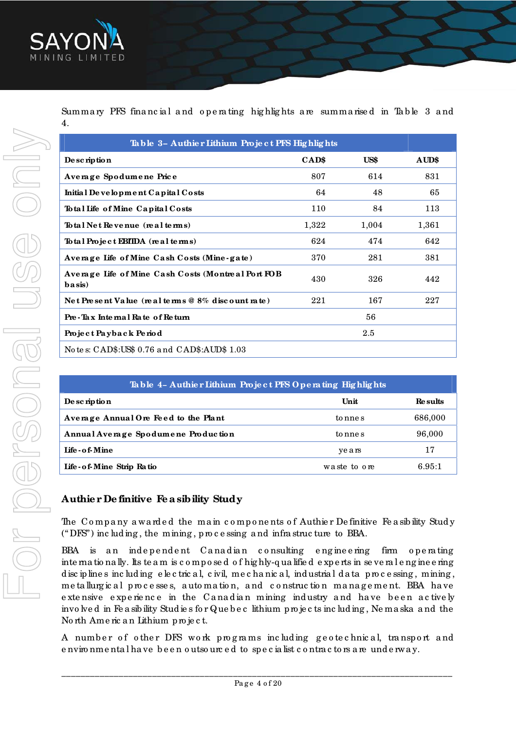Summary PFS financial and operating highlights are summarised in Table 3 and 4.

| Table 3– Authier Lithium Project PFS Highlights | | | |
|---|---|---|---|
| **Description** | **CAD$** | **US$** | **AUD$** |
| **Average Spodumene Price** | 807 | 614 | 831 |
| **Initial Development Capital Costs** | 64 | 48 | 65 |
| **Total Life of Mine Capital Costs** | 110 | 84 | 113 |
| **Total Net Revenue (real terms)** | 1,322 | 1,004 | 1,361 |
| **Total Project EBITDA (real terms)** | 624 | 474 | 642 |
| **Average Life of Mine Cash Costs (Mine-gate)** | 370 | 281 | 381 |
| **Average Life of Mine Cash Costs (Montreal Port FOB basis)** | 430 | 326 | 442 |
| **Net Present Value (real terms @ 8% discount rate)** | 221 | 167 | 227 |
| **Pre-Tax Internal Rate of Return** | | 56 | |
| **Project Payback Period** | | 2.5 | |
| Notes: CAD$:US$ 0.76 and CAD$:AUD$ 1.03 | | | |

| Table 4– Authier Lithium Project PFS Operating Highlights | | |
|---|---|---|
| **Description** | **Unit** | **Results** |
| **Average Annual Ore Feed to the Plant** | tonnes | 686,000 |
| **Annual Average Spodumene Production** | tonnes | 96,000 |
| **Life-of-Mine** | years | 17 |
| **Life-of-Mine Strip Ratio** | waste to ore | 6.95:1 |

## Authier Definitive Feasibility Study

The Company awarded the main components of Authier Definitive Feasibility Study ("DFS") including, the mining, processing and infrastructure to BBA.

BBA is an independent Canadian consulting engineering firm operating internationally. Its team is composed of highly-qualified experts in several engineering disciplines including electrical, civil, mechanical, industrial data processing, mining, metallurgical processes, automation, and construction management. BBA have extensive experience in the Canadian mining industry and have been actively involved in Feasibility Studies for Quebec lithium projects including, Nemaska and the North American Lithium project.

A number of other DFS work programs including geotechnical, transport and environmental have been outsourced to specialist contractors are underway.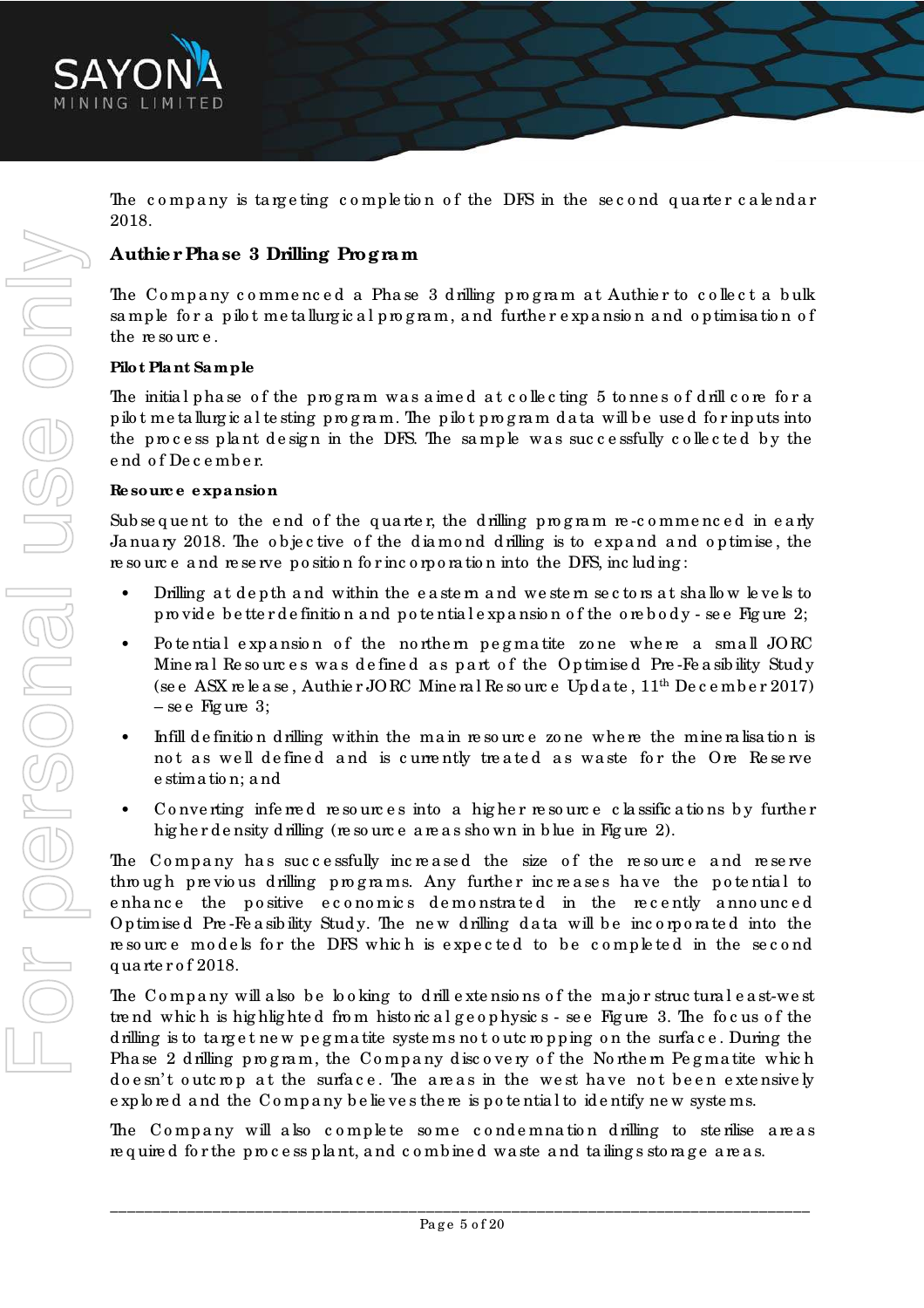The company is targeting completion of the DFS in the second quarter calendar 2018.

## Authier Phase 3 Drilling Program

The Company commenced a Phase 3 drilling program at Authier to collect a bulk sample for a pilot metallurgical program, and further expansion and optimisation of the resource.

### Pilot Plant Sample

The initial phase of the program was aimed at collecting 5 tonnes of drill core for a pilot metallurgical testing program. The pilot program data will be used for inputs into the process plant design in the DFS. The sample was successfully collected by the end of December.

### Resource expansion

Subsequent to the end of the quarter, the drilling program re-commenced in early January 2018. The objective of the diamond drilling is to expand and optimise, the resource and reserve position for incorporation into the DFS, including:

- Drilling at depth and within the eastern and western sectors at shallow levels to provide better definition and potential expansion of the orebody - see Figure 2;
- Potential expansion of the northern pegmatite zone where a small JORC Mineral Resources was defined as part of the Optimised Pre-Feasibility Study (see ASX release, Authier JORC Mineral Resource Update, 11th December 2017) – see Figure 3;
- Infill definition drilling within the main resource zone where the mineralisation is not as well defined and is currently treated as waste for the Ore Reserve estimation; and
- Converting inferred resources into a higher resource classifications by further higher density drilling (resource areas shown in blue in Figure 2).

The Company has successfully increased the size of the resource and reserve through previous drilling programs. Any further increases have the potential to enhance the positive economics demonstrated in the recently announced Optimised Pre-Feasibility Study. The new drilling data will be incorporated into the resource models for the DFS which is expected to be completed in the second quarter of 2018.

The Company will also be looking to drill extensions of the major structural east-west trend which is highlighted from historical geophysics - see Figure 3. The focus of the drilling is to target new pegmatite systems not outcropping on the surface. During the Phase 2 drilling program, the Company discovery of the Northern Pegmatite which doesn't outcrop at the surface. The areas in the west have not been extensively explored and the Company believes there is potential to identify new systems.

The Company will also complete some condemnation drilling to sterilise areas required for the process plant, and combined waste and tailings storage areas.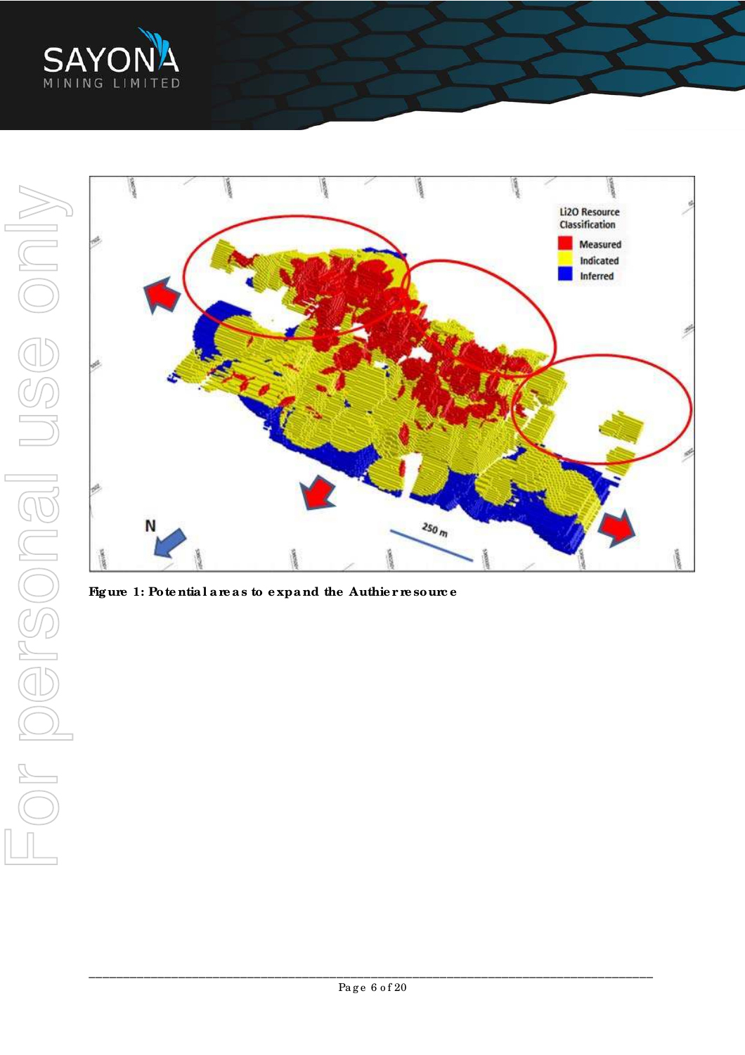**Figure 1: Potential areas to expand the Authier resource**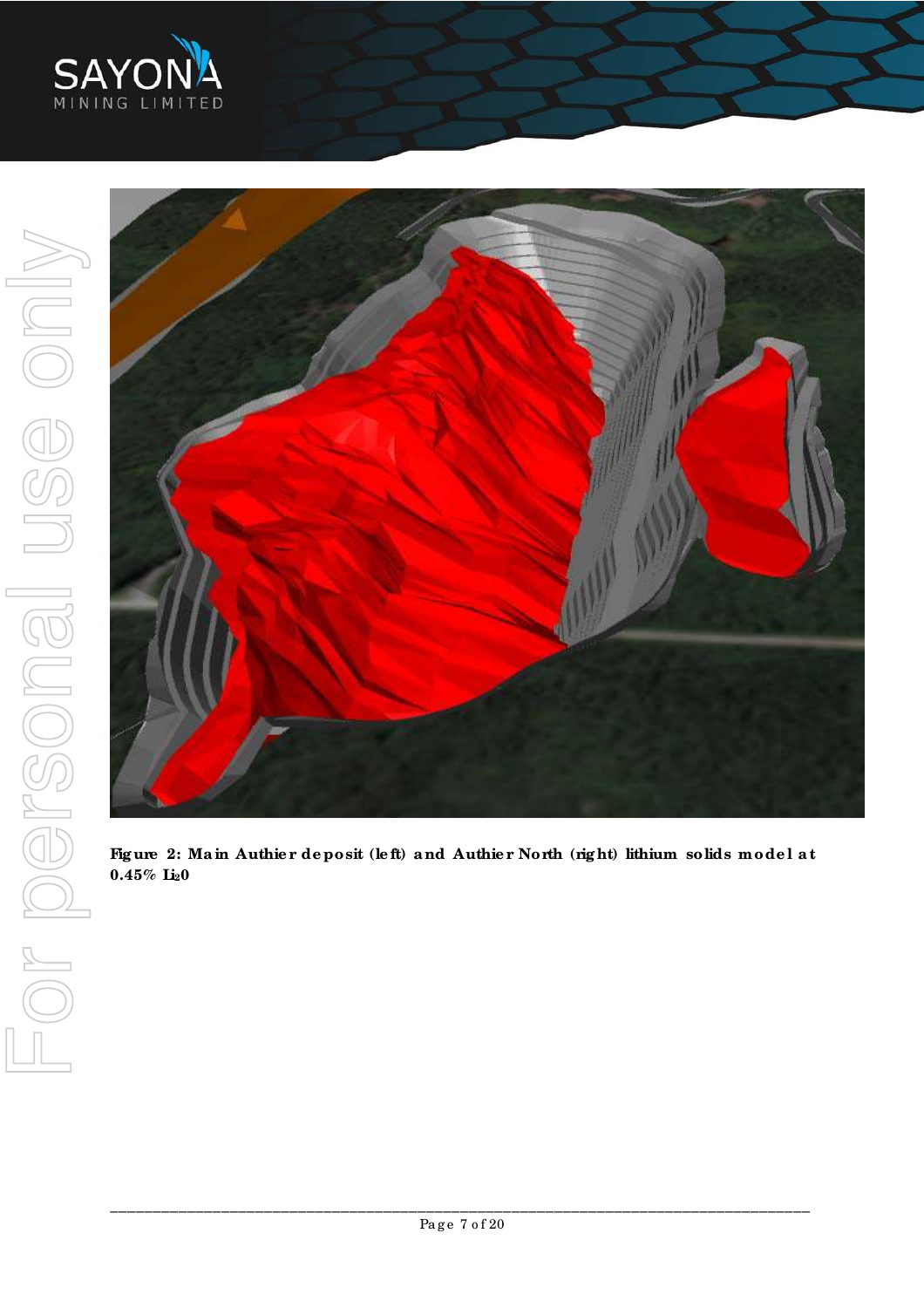**Figure 2: Main Authier deposit (left) and Authier North (right) lithium solids model at 0.45% $Li_2O$**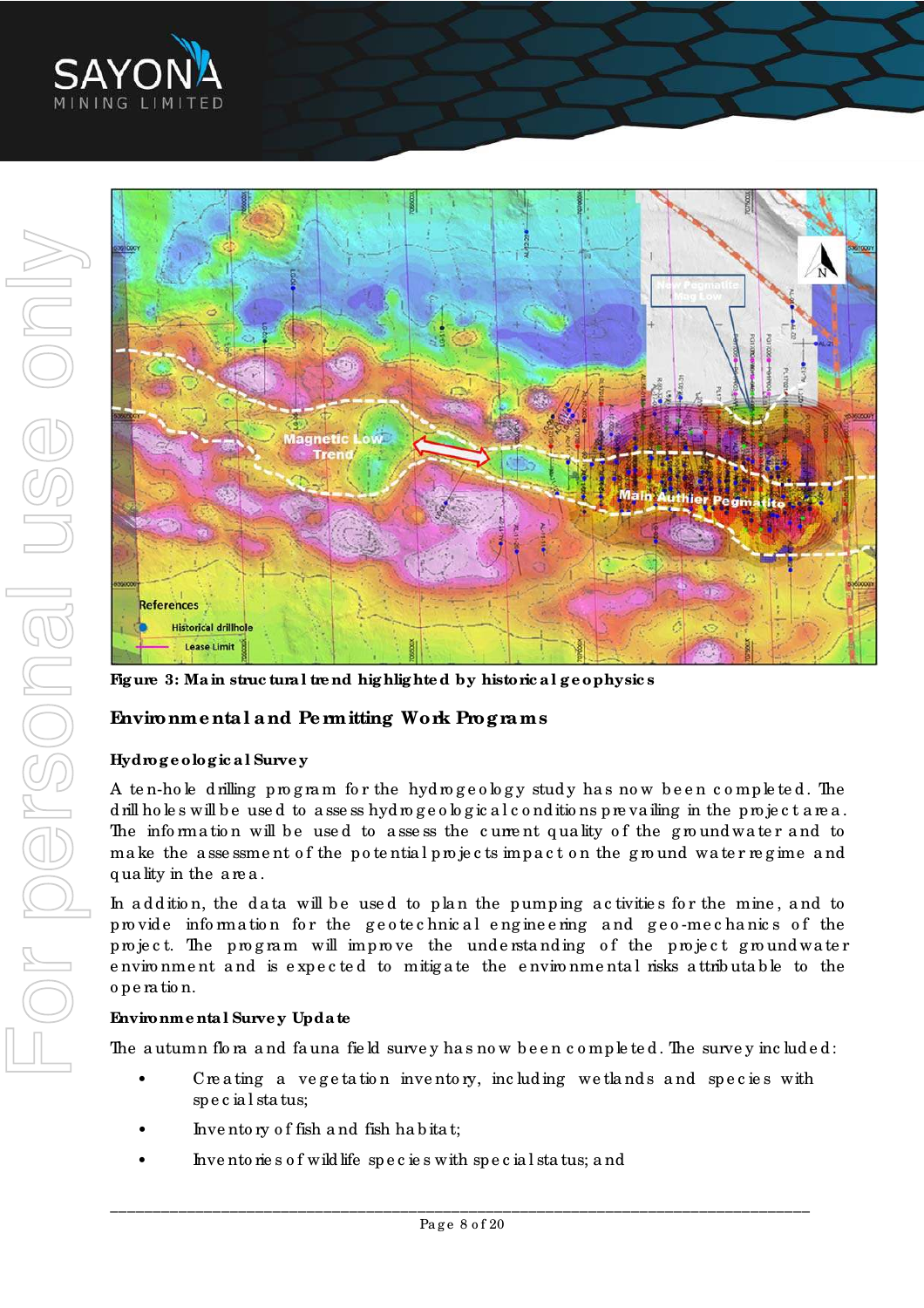**Figure 3: Main structural trend highlighted by historical geophysics**

## Environmental and Permitting Work Programs

### Hydrogeological Survey

A ten-hole drilling program for the hydrogeology study has now been completed. The drill holes will be used to assess hydrogeological conditions prevailing in the project area. The information will be used to assess the current quality of the groundwater and to make the assessment of the potential projects impact on the ground water regime and quality in the area.

In addition, the data will be used to plan the pumping activities for the mine, and to provide information for the geotechnical engineering and geo-mechanics of the project. The program will improve the understanding of the project groundwater environment and is expected to mitigate the environmental risks attributable to the operation.

### Environmental Survey Update

The autumn flora and fauna field survey has now been completed. The survey included:

- Creating a vegetation inventory, including wetlands and species with special status;
- Inventory of fish and fish habitat;
- Inventories of wildlife species with special status; and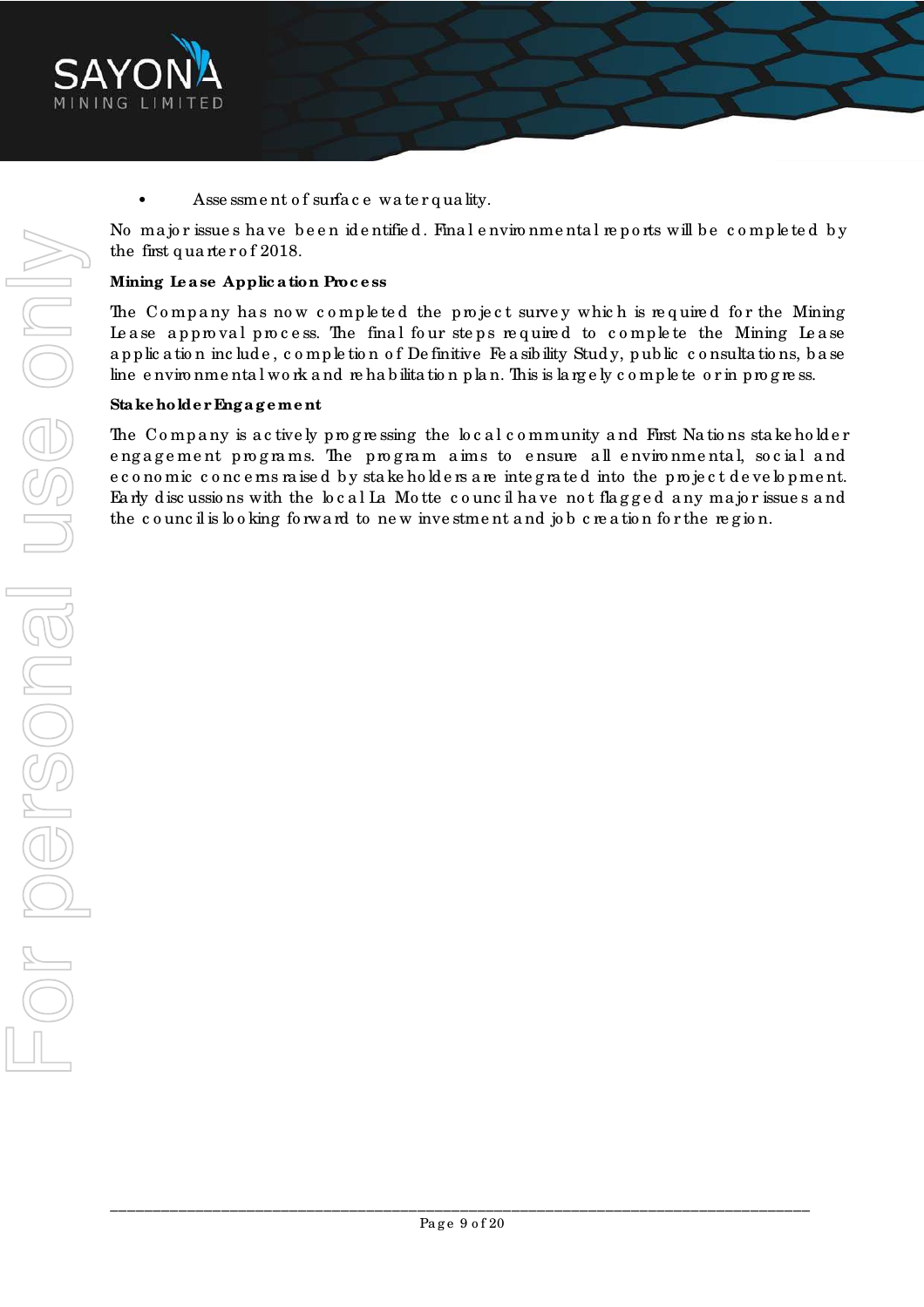- Assessment of surface water quality.

No major issues have been identified. Final environmental reports will be completed by the first quarter of 2018.

**Mining Lease Application Process**

The Company has now completed the project survey which is required for the Mining Lease approval process. The final four steps required to complete the Mining Lease application include, completion of Definitive Feasibility Study, public consultations, base line environmental work and rehabilitation plan. This is largely complete or in progress.

**Stakeholder Engagement**

The Company is actively progressing the local community and First Nations stakeholder engagement programs. The program aims to ensure all environmental, social and economic concerns raised by stakeholders are integrated into the project development. Early discussions with the local La Motte council have not flagged any major issues and the council is looking forward to new investment and job creation for the region.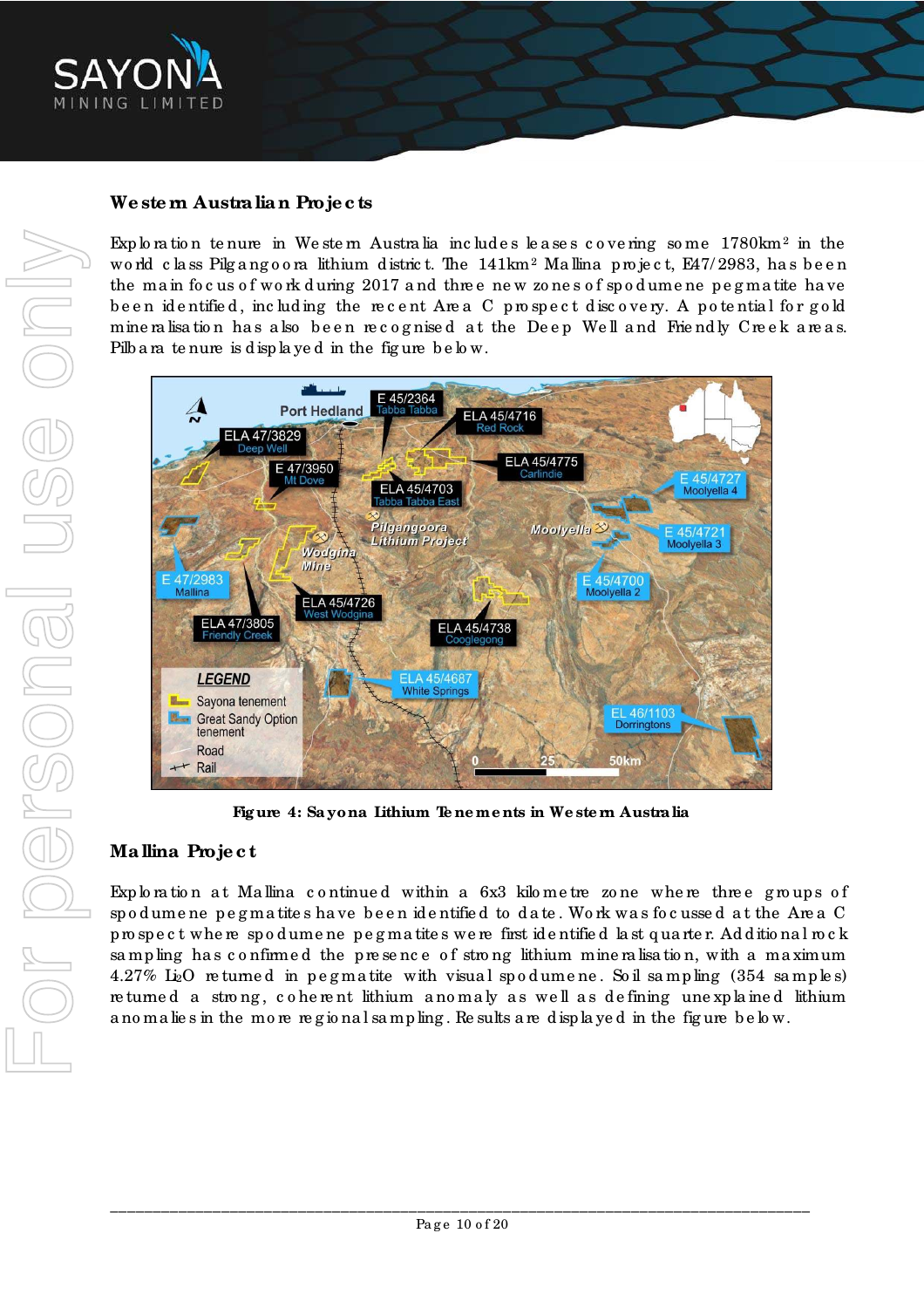## Western Australian Projects

Exploration tenure in Western Australia includes leases covering some 1780km² in the world class Pilgangoora lithium district. The 141km² Mallina project, E47/2983, has been the main focus of work during 2017 and three new zones of spodumene pegmatite have been identified, including the recent Area C prospect discovery. A potential for gold mineralisation has also been recognised at the Deep Well and Friendly Creek areas. Pilbara tenure is displayed in the figure below.

**Figure 4: Sayona Lithium Tenements in Western Australia**

## Mallina Project

Exploration at Mallina continued within a 6x3 kilometre zone where three groups of spodumene pegmatites have been identified to date. Work was focussed at the Area C prospect where spodumene pegmatites were first identified last quarter. Additional rock sampling has confirmed the presence of strong lithium mineralisation, with a maximum 4.27% $Li_2O$ returned in pegmatite with visual spodumene. Soil sampling (354 samples) returned a strong, coherent lithium anomaly as well as defining unexplained lithium anomalies in the more regional sampling. Results are displayed in the figure below.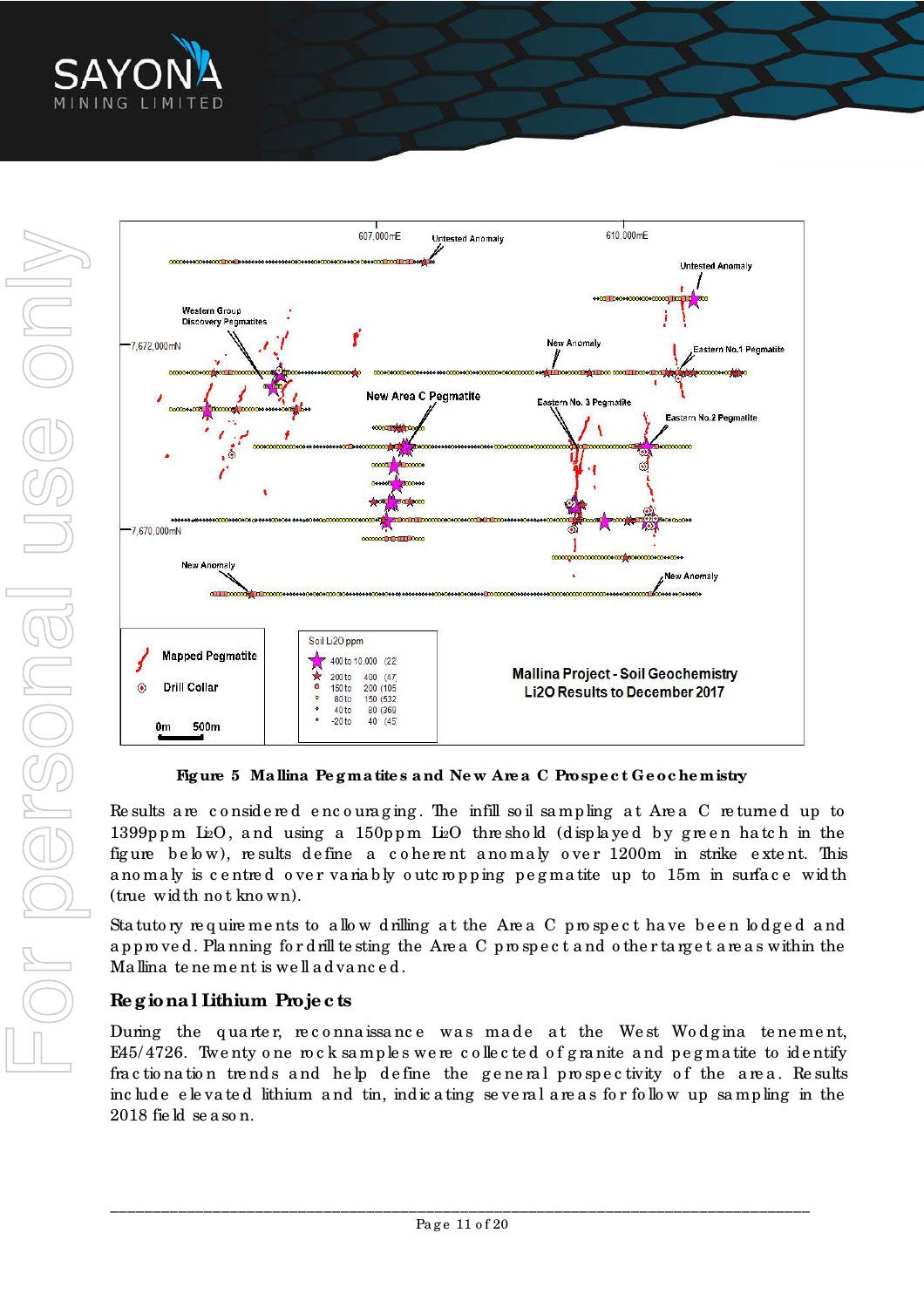**Figure 5 Mallina Pegmatites and New Area C Prospect Geochemistry**

Results are considered encouraging. The infill soil sampling at Area C returned up to 1399ppm $Li_2O$, and using a 150ppm $Li_2O$ threshold (displayed by green hatch in the figure below), results define a coherent anomaly over 1200m in strike extent. This anomaly is centred over variably outcropping pegmatite up to 15m in surface width (true width not known).

Statutory requirements to allow drilling at the Area C prospect have been lodged and approved. Planning for drill testing the Area C prospect and other target areas within the Mallina tenement is well advanced.

## Regional Lithium Projects

During the quarter, reconnaissance was made at the West Wodgina tenement, E45/4726. Twenty one rock samples were collected of granite and pegmatite to identify fractionation trends and help define the general prospectivity of the area. Results include elevated lithium and tin, indicating several areas for follow up sampling in the 2018 field season.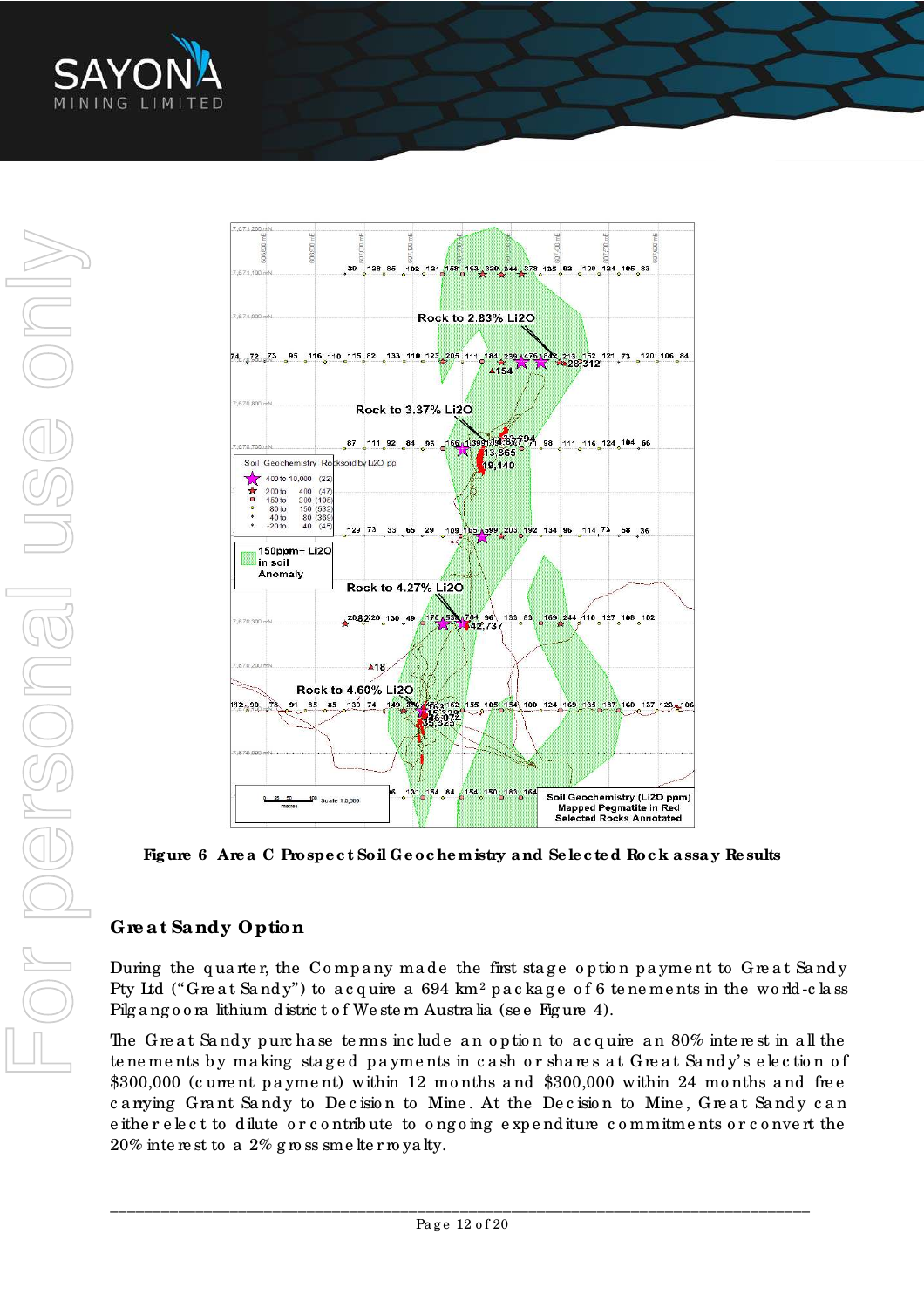**Figure 6 Area C Prospect Soil Geochemistry and Selected Rock assay Results**

## Great Sandy Option

During the quarter, the Company made the first stage option payment to Great Sandy Pty Ltd ("Great Sandy") to acquire a 694 km² package of 6 tenements in the world-class Pilgangoora lithium district of Western Australia (see Figure 4).

The Great Sandy purchase terms include an option to acquire an 80% interest in all the tenements by making staged payments in cash or shares at Great Sandy's election of $300,000 (current payment) within 12 months and $300,000 within 24 months and free carrying Grant Sandy to Decision to Mine. At the Decision to Mine, Great Sandy can either elect to dilute or contribute to ongoing expenditure commitments or convert the 20% interest to a 2% gross smelter royalty.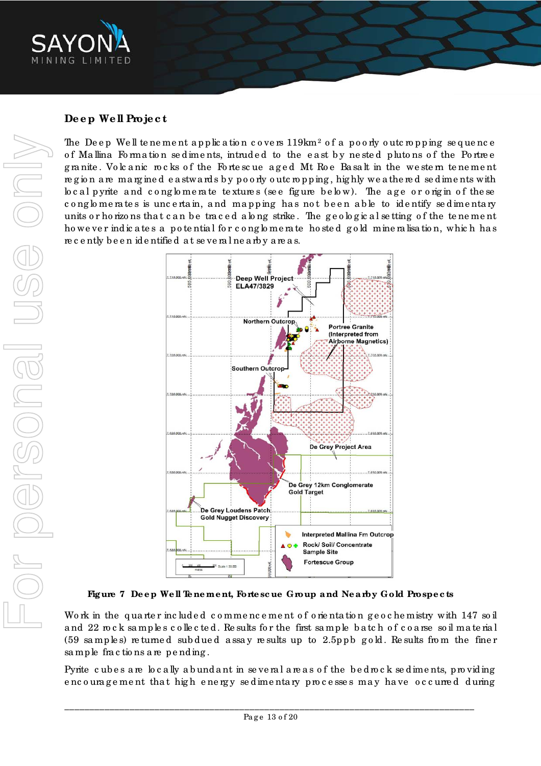## Deep Well Project

The Deep Well tenement application covers 119km$^2$ of a poorly outcropping sequence of Mallina Formation sediments, intruded to the east by nested plutons of the Portree granite. Volcanic rocks of the Fortescue aged Mt Roe Basalt in the western tenement region are margined eastwards by poorly outcropping, highly weathered sediments with local pyrite and conglomerate textures (see figure below). The age or origin of these conglomerates is uncertain, and mapping has not been able to identify sedimentary units or horizons that can be traced along strike. The geological setting of the tenement however indicates a potential for conglomerate hosted gold mineralisation, which has recently been identified at several nearby areas.

**Figure 7 Deep Well Tenement, Fortescue Group and Nearby Gold Prospects**

Work in the quarter included commencement of orientation geochemistry with 147 soil and 22 rock samples collected. Results for the first sample batch of coarse soil material (59 samples) returned subdued assay results up to 2.5ppb gold. Results from the finer sample fractions are pending.

Pyrite cubes are locally abundant in several areas of the bedrock sediments, providing encouragement that high energy sedimentary processes may have occurred during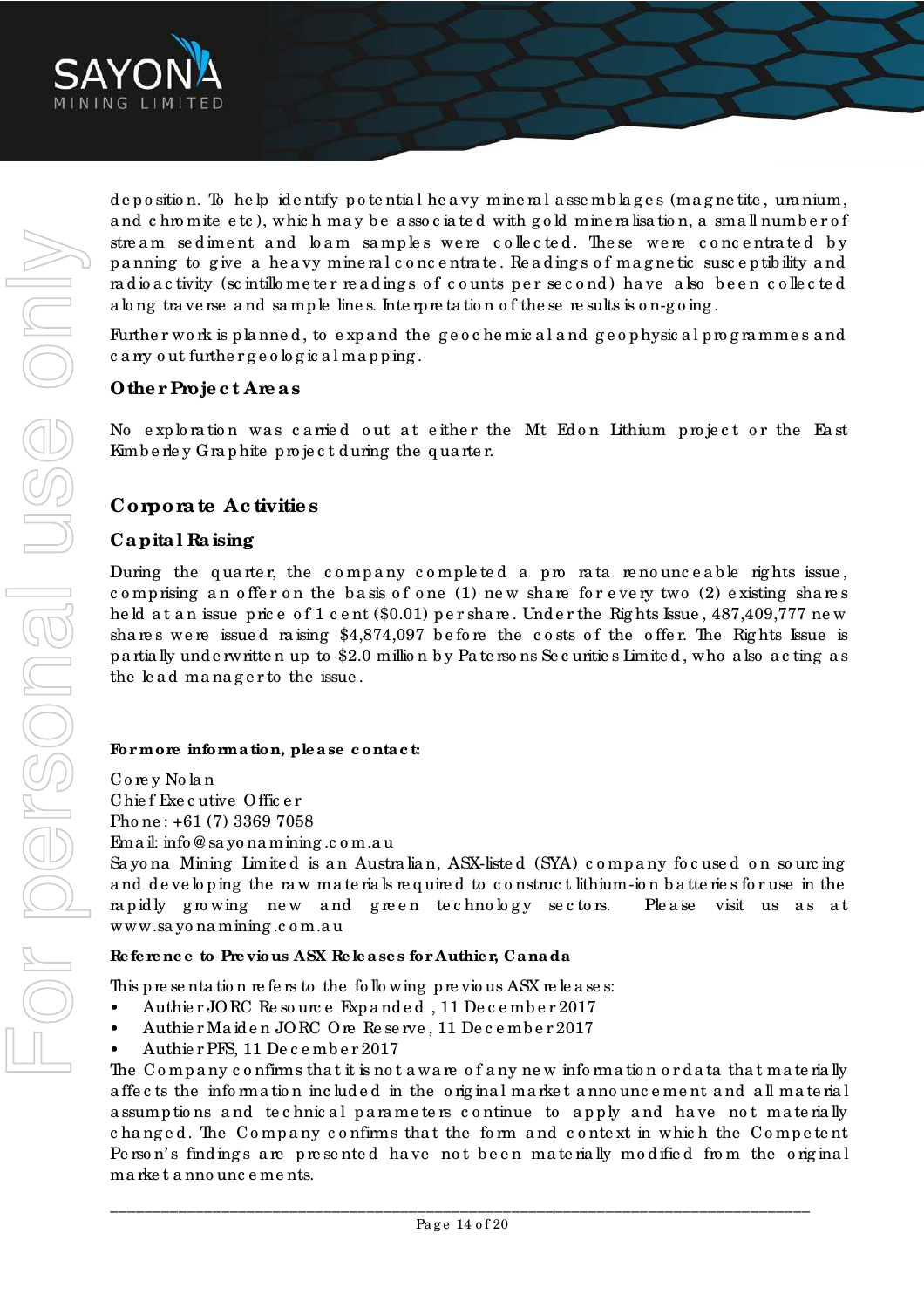deposition. To help identify potential heavy mineral assemblages (magnetite, uranium, and chromite etc), which may be associated with gold mineralisation, a small number of stream sediment and loam samples were collected. These were concentrated by panning to give a heavy mineral concentrate. Readings of magnetic susceptibility and radioactivity (scintillometer readings of counts per second) have also been collected along traverse and sample lines. Interpretation of these results is on-going.

Further work is planned, to expand the geochemical and geophysical programmes and carry out further geological mapping.

### Other Project Areas

No exploration was carried out at either the Mt Edon Lithium project or the East Kimberley Graphite project during the quarter.

## Corporate Activities

### Capital Raising

During the quarter, the company completed a pro rata renounceable rights issue, comprising an offer on the basis of one (1) new share for every two (2) existing shares held at an issue price of 1 cent ($0.01) per share. Under the Rights Issue, 487,409,777 new shares were issued raising $4,874,097 before the costs of the offer. The Rights Issue is partially underwritten up to $2.0 million by Patersons Securities Limited, who also acting as the lead manager to the issue.

**For more information, please contact:**

Corey Nolan
Chief Executive Officer
Phone: +61 (7) 3369 7058
Email: info@sayonamining.com.au

Sayona Mining Limited is an Australian, ASX-listed (SYA) company focused on sourcing and developing the raw materials required to construct lithium-ion batteries for use in the rapidly growing new and green technology sectors. Please visit us as at www.sayonamining.com.au

**Reference to Previous ASX Releases for Authier, Canada**

This presentation refers to the following previous ASX releases:

- Authier JORC Resource Expanded , 11 December 2017
- Authier Maiden JORC Ore Reserve, 11 December 2017
- Authier PFS, 11 December 2017

The Company confirms that it is not aware of any new information or data that materially affects the information included in the original market announcement and all material assumptions and technical parameters continue to apply and have not materially changed. The Company confirms that the form and context in which the Competent Person's findings are presented have not been materially modified from the original market announcements.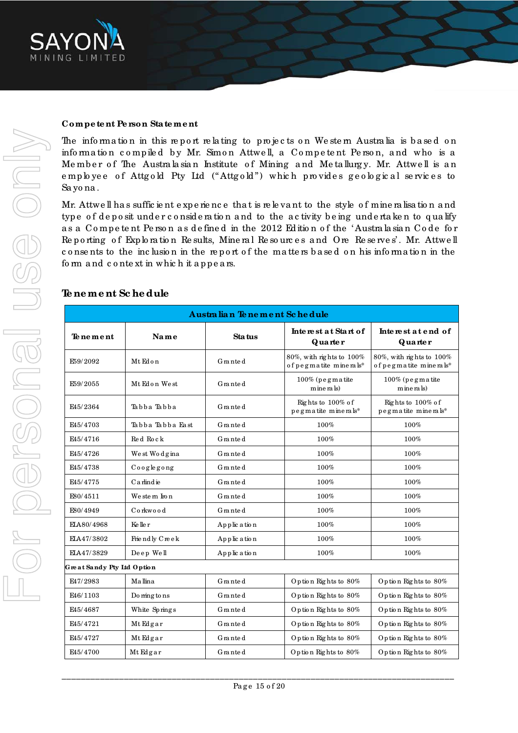**Competent Person Statement**

The information in this report relating to projects on Western Australia is based on information compiled by Mr. Simon Attwell, a Competent Person, and who is a Member of The Australasian Institute of Mining and Metallurgy. Mr. Attwell is an employee of Attgold Pty Ltd ("Attgold") which provides geological services to Sayona.

Mr. Attwell has sufficient experience that is relevant to the style of mineralisation and type of deposit under consideration and to the activity being undertaken to qualify as a Competent Person as defined in the 2012 Edition of the 'Australasian Code for Reporting of Exploration Results, Mineral Resources and Ore Reserves'. Mr. Attwell consents to the inclusion in the report of the matters based on his information in the form and context in which it appears.

## Tenement Schedule

| Australian Tenement Schedule | | | | |
|---|---|---|---|---|
| **Tenement** | **Name** | **Status** | **Interest at Start of Quarter** | **Interest at end of Quarter** |
| E59/2092 | Mt Edon | Granted | 80%, with rights to 100% of pegmatite minerals* | 80%, with rights to 100% of pegmatite minerals* |
| E59/2055 | Mt Edon West | Granted | 100% (pegmatite minerals) | 100% (pegmatite minerals) |
| E45/2364 | Tabba Tabba | Granted | Rights to 100% of pegmatite minerals* | Rights to 100% of pegmatite minerals* |
| E45/4703 | Tabba Tabba East | Granted | 100% | 100% |
| E45/4716 | Red Rock | Granted | 100% | 100% |
| E45/4726 | West Wodgina | Granted | 100% | 100% |
| E45/4738 | Cooglegong | Granted | 100% | 100% |
| E45/4775 | Carlindie | Granted | 100% | 100% |
| E80/4511 | Western Iron | Granted | 100% | 100% |
| E80/4949 | Corkwood | Granted | 100% | 100% |
| ELA80/4968 | Keller | Application | 100% | 100% |
| ELA47/3802 | Friendly Creek | Application | 100% | 100% |
| ELA47/3829 | Deep Well | Application | 100% | 100% |
| **Great Sandy Pty Ltd Option** | | | | |
| E47/2983 | Mallina | Granted | Option Rights to 80% | Option Rights to 80% |
| E46/1103 | Dorringtons | Granted | Option Rights to 80% | Option Rights to 80% |
| E45/4687 | White Springs | Granted | Option Rights to 80% | Option Rights to 80% |
| E45/4721 | Mt Edgar | Granted | Option Rights to 80% | Option Rights to 80% |
| E45/4727 | Mt Edgar | Granted | Option Rights to 80% | Option Rights to 80% |
| E45/4700 | Mt Edgar | Granted | Option Rights to 80% | Option Rights to 80% |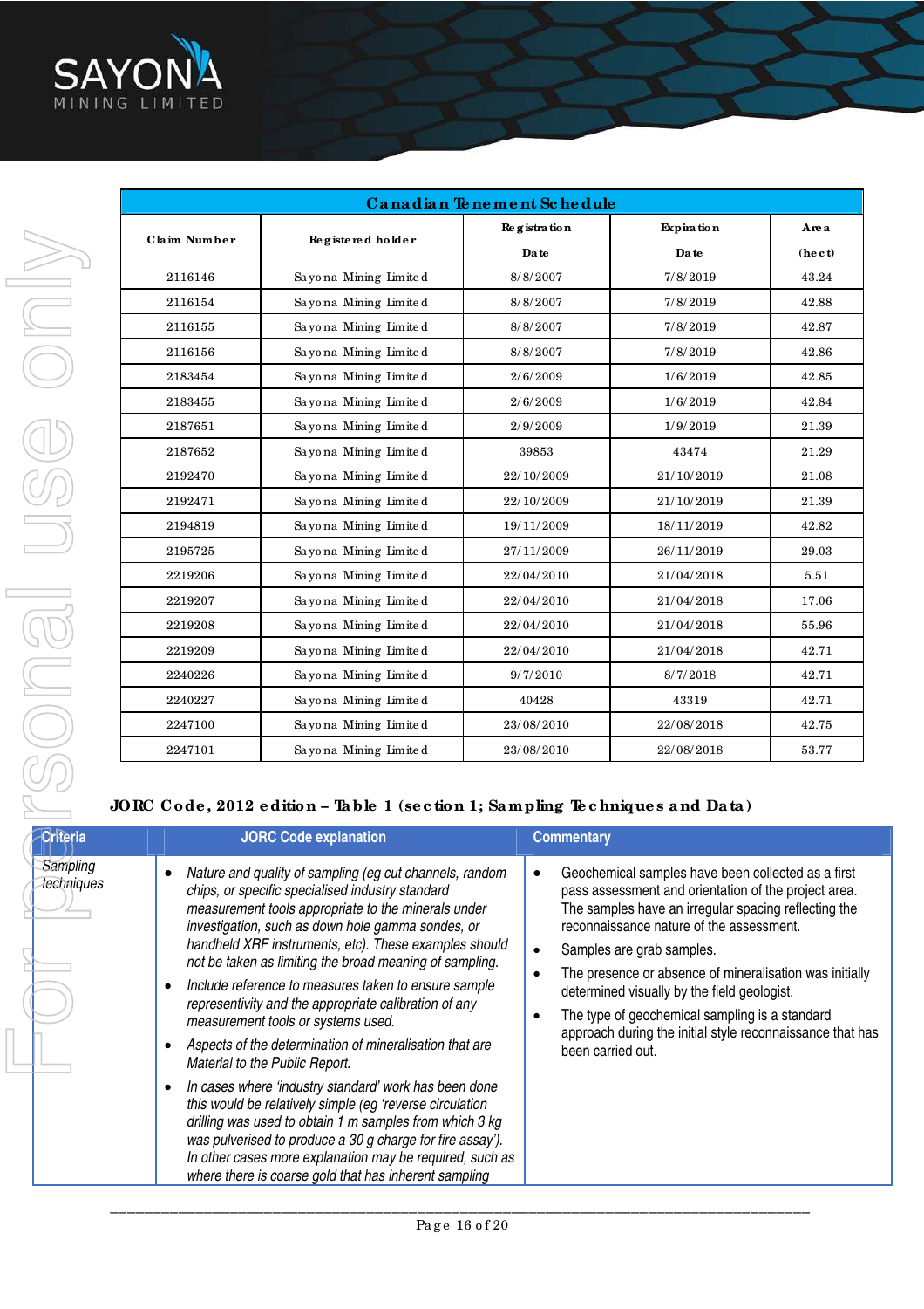| Canadian Tenement Schedule | | | | |
|---|---|---|---|---|
| Claim Number | Registered holder | Registration Date | Expiration Date | Area (hect) |
| 2116146 | Sayona Mining Limited | 8/8/2007 | 7/8/2019 | 43.24 |
| 2116154 | Sayona Mining Limited | 8/8/2007 | 7/8/2019 | 42.88 |
| 2116155 | Sayona Mining Limited | 8/8/2007 | 7/8/2019 | 42.87 |
| 2116156 | Sayona Mining Limited | 8/8/2007 | 7/8/2019 | 42.86 |
| 2183454 | Sayona Mining Limited | 2/6/2009 | 1/6/2019 | 42.85 |
| 2183455 | Sayona Mining Limited | 2/6/2009 | 1/6/2019 | 42.84 |
| 2187651 | Sayona Mining Limited | 2/9/2009 | 1/9/2019 | 21.39 |
| 2187652 | Sayona Mining Limited | 39853 | 43474 | 21.29 |
| 2192470 | Sayona Mining Limited | 22/10/2009 | 21/10/2019 | 21.08 |
| 2192471 | Sayona Mining Limited | 22/10/2009 | 21/10/2019 | 21.39 |
| 2194819 | Sayona Mining Limited | 19/11/2009 | 18/11/2019 | 42.82 |
| 2195725 | Sayona Mining Limited | 27/11/2009 | 26/11/2019 | 29.03 |
| 2219206 | Sayona Mining Limited | 22/04/2010 | 21/04/2018 | 5.51 |
| 2219207 | Sayona Mining Limited | 22/04/2010 | 21/04/2018 | 17.06 |
| 2219208 | Sayona Mining Limited | 22/04/2010 | 21/04/2018 | 55.96 |
| 2219209 | Sayona Mining Limited | 22/04/2010 | 21/04/2018 | 42.71 |
| 2240226 | Sayona Mining Limited | 9/7/2010 | 8/7/2018 | 42.71 |
| 2240227 | Sayona Mining Limited | 40428 | 43319 | 42.71 |
| 2247100 | Sayona Mining Limited | 23/08/2010 | 22/08/2018 | 42.75 |
| 2247101 | Sayona Mining Limited | 23/08/2010 | 22/08/2018 | 53.77 |

**JORC Code, 2012 edition – Table 1 (section 1; Sampling Techniques and Data)**

| Criteria | JORC Code explanation | Commentary |
|---|---|---|
| *Sampling techniques* | • *Nature and quality of sampling (eg cut channels, random chips, or specific specialised industry standard measurement tools appropriate to the minerals under investigation, such as down hole gamma sondes, or handheld XRF instruments, etc). These examples should not be taken as limiting the broad meaning of sampling.*<br>• *Include reference to measures taken to ensure sample representivity and the appropriate calibration of any measurement tools or systems used.*<br>• *Aspects of the determination of mineralisation that are Material to the Public Report.*<br>• *In cases where 'industry standard' work has been done this would be relatively simple (eg 'reverse circulation drilling was used to obtain 1 m samples from which 3 kg was pulverised to produce a 30 g charge for fire assay'). In other cases more explanation may be required, such as where there is coarse gold that has inherent sampling* | • Geochemical samples have been collected as a first pass assessment and orientation of the project area. The samples have an irregular spacing reflecting the reconnaissance nature of the assessment.<br>• Samples are grab samples.<br>• The presence or absence of mineralisation was initially determined visually by the field geologist.<br>• The type of geochemical sampling is a standard approach during the initial style reconnaissance that has been carried out. |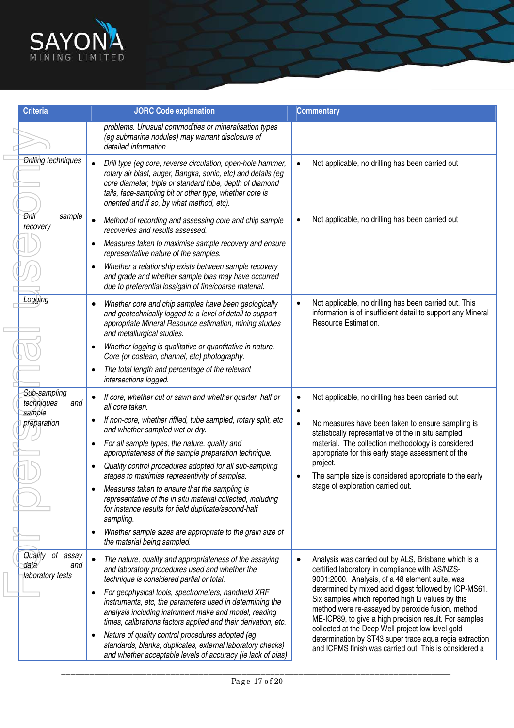| Criteria | JORC Code explanation | Commentary |
|---|---|---|
| | *problems. Unusual commodities or mineralisation types (eg submarine nodules) may warrant disclosure of detailed information.* | |
| *Drilling techniques* | • *Drill type (eg core, reverse circulation, open-hole hammer, rotary air blast, auger, Bangka, sonic, etc) and details (eg core diameter, triple or standard tube, depth of diamond tails, face-sampling bit or other type, whether core is oriented and if so, by what method, etc).* | • Not applicable, no drilling has been carried out |
| *Drill sample recovery* | • *Method of recording and assessing core and chip sample recoveries and results assessed.*<br>• *Measures taken to maximise sample recovery and ensure representative nature of the samples.*<br>• *Whether a relationship exists between sample recovery and grade and whether sample bias may have occurred due to preferential loss/gain of fine/coarse material.* | • Not applicable, no drilling has been carried out |
| *Logging* | • *Whether core and chip samples have been geologically and geotechnically logged to a level of detail to support appropriate Mineral Resource estimation, mining studies and metallurgical studies.*<br>• *Whether logging is qualitative or quantitative in nature. Core (or costean, channel, etc) photography.*<br>• *The total length and percentage of the relevant intersections logged.* | • Not applicable, no drilling has been carried out. This information is of insufficient detail to support any Mineral Resource Estimation. |
| *Sub-sampling techniques and sample preparation* | • *If core, whether cut or sawn and whether quarter, half or all core taken.*<br>• *If non-core, whether riffled, tube sampled, rotary split, etc and whether sampled wet or dry.*<br>• *For all sample types, the nature, quality and appropriateness of the sample preparation technique.*<br>• *Quality control procedures adopted for all sub-sampling stages to maximise representivity of samples.*<br>• *Measures taken to ensure that the sampling is representative of the in situ material collected, including for instance results for field duplicate/second-half sampling.*<br>• *Whether sample sizes are appropriate to the grain size of the material being sampled.* | • Not applicable, no drilling has been carried out<br>•<br>• No measures have been taken to ensure sampling is statistically representative of the in situ sampled material. The collection methodology is considered appropriate for this early stage assessment of the project.<br>• The sample size is considered appropriate to the early stage of exploration carried out. |
| *Quality of assay data and laboratory tests* | • *The nature, quality and appropriateness of the assaying and laboratory procedures used and whether the technique is considered partial or total.*<br>• *For geophysical tools, spectrometers, handheld XRF instruments, etc, the parameters used in determining the analysis including instrument make and model, reading times, calibrations factors applied and their derivation, etc.*<br>• *Nature of quality control procedures adopted (eg standards, blanks, duplicates, external laboratory checks) and whether acceptable levels of accuracy (ie lack of bias)* | • Analysis was carried out by ALS, Brisbane which is a certified laboratory in compliance with AS/NZS-9001:2000. Analysis, of a 48 element suite, was determined by mixed acid digest followed by ICP-MS61. Six samples which reported high Li values by this method were re-assayed by peroxide fusion, method ME-ICP89, to give a high precision result. For samples collected at the Deep Well project low level gold determination by ST43 super trace aqua regia extraction and ICPMS finish was carried out. This is considered a |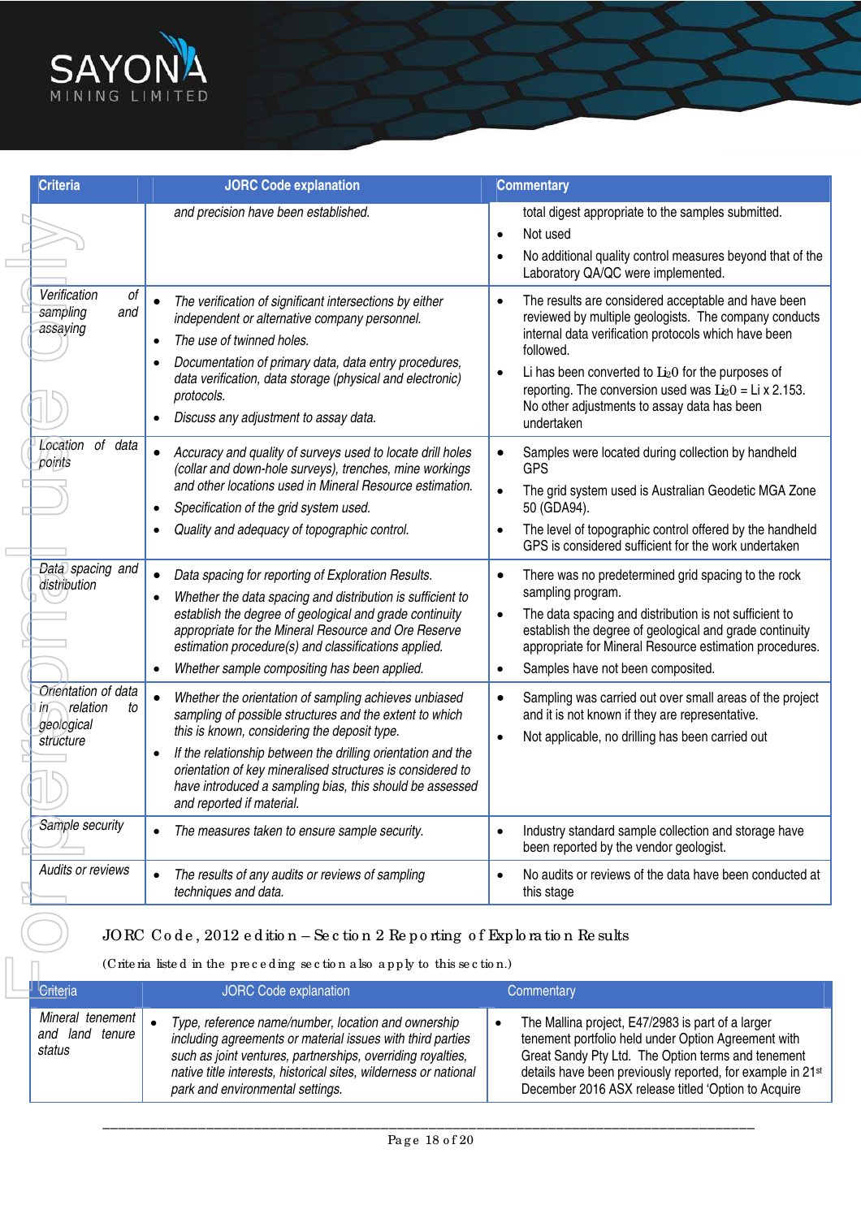| Criteria | JORC Code explanation | Commentary |
|---|---|---|
| | *and precision have been established.* | total digest appropriate to the samples submitted.<br>• Not used<br>• No additional quality control measures beyond that of the Laboratory QA/QC were implemented. |
| *Verification of sampling and assaying* | • *The verification of significant intersections by either independent or alternative company personnel.*<br>• *The use of twinned holes.*<br>• *Documentation of primary data, data entry procedures, data verification, data storage (physical and electronic) protocols.*<br>• *Discuss any adjustment to assay data.* | • The results are considered acceptable and have been reviewed by multiple geologists. The company conducts internal data verification protocols which have been followed.<br>• Li has been converted to $Li_20$ for the purposes of reporting. The conversion used was $Li_20$ = Li x 2.153. No other adjustments to assay data has been undertaken |
| *Location of data points* | • *Accuracy and quality of surveys used to locate drill holes (collar and down-hole surveys), trenches, mine workings and other locations used in Mineral Resource estimation.*<br>• *Specification of the grid system used.*<br>• *Quality and adequacy of topographic control.* | • Samples were located during collection by handheld GPS<br>• The grid system used is Australian Geodetic MGA Zone 50 (GDA94).<br>• The level of topographic control offered by the handheld GPS is considered sufficient for the work undertaken |
| *Data spacing and distribution* | • *Data spacing for reporting of Exploration Results.*<br>• *Whether the data spacing and distribution is sufficient to establish the degree of geological and grade continuity appropriate for the Mineral Resource and Ore Reserve estimation procedure(s) and classifications applied.*<br>• *Whether sample compositing has been applied.* | • There was no predetermined grid spacing to the rock sampling program.<br>• The data spacing and distribution is not sufficient to establish the degree of geological and grade continuity appropriate for Mineral Resource estimation procedures.<br>• Samples have not been composited. |
| *Orientation of data in relation to geological structure* | • *Whether the orientation of sampling achieves unbiased sampling of possible structures and the extent to which this is known, considering the deposit type.*<br>• *If the relationship between the drilling orientation and the orientation of key mineralised structures is considered to have introduced a sampling bias, this should be assessed and reported if material.* | • Sampling was carried out over small areas of the project and it is not known if they are representative.<br>• Not applicable, no drilling has been carried out |
| *Sample security* | • *The measures taken to ensure sample security.* | • Industry standard sample collection and storage have been reported by the vendor geologist. |
| *Audits or reviews* | • *The results of any audits or reviews of sampling techniques and data.* | • No audits or reviews of the data have been conducted at this stage |

## JORC Code, 2012 edition – Section 2 Reporting of Exploration Results

(Criteria listed in the preceding section also apply to this section.)

| Criteria | JORC Code explanation | Commentary |
|---|---|---|
| *Mineral tenement and land tenure status* | • *Type, reference name/number, location and ownership including agreements or material issues with third parties such as joint ventures, partnerships, overriding royalties, native title interests, historical sites, wilderness or national park and environmental settings.* | • The Mallina project, E47/2983 is part of a larger tenement portfolio held under Option Agreement with Great Sandy Pty Ltd. The Option terms and tenement details have been previously reported, for example in 21st December 2016 ASX release titled 'Option to Acquire |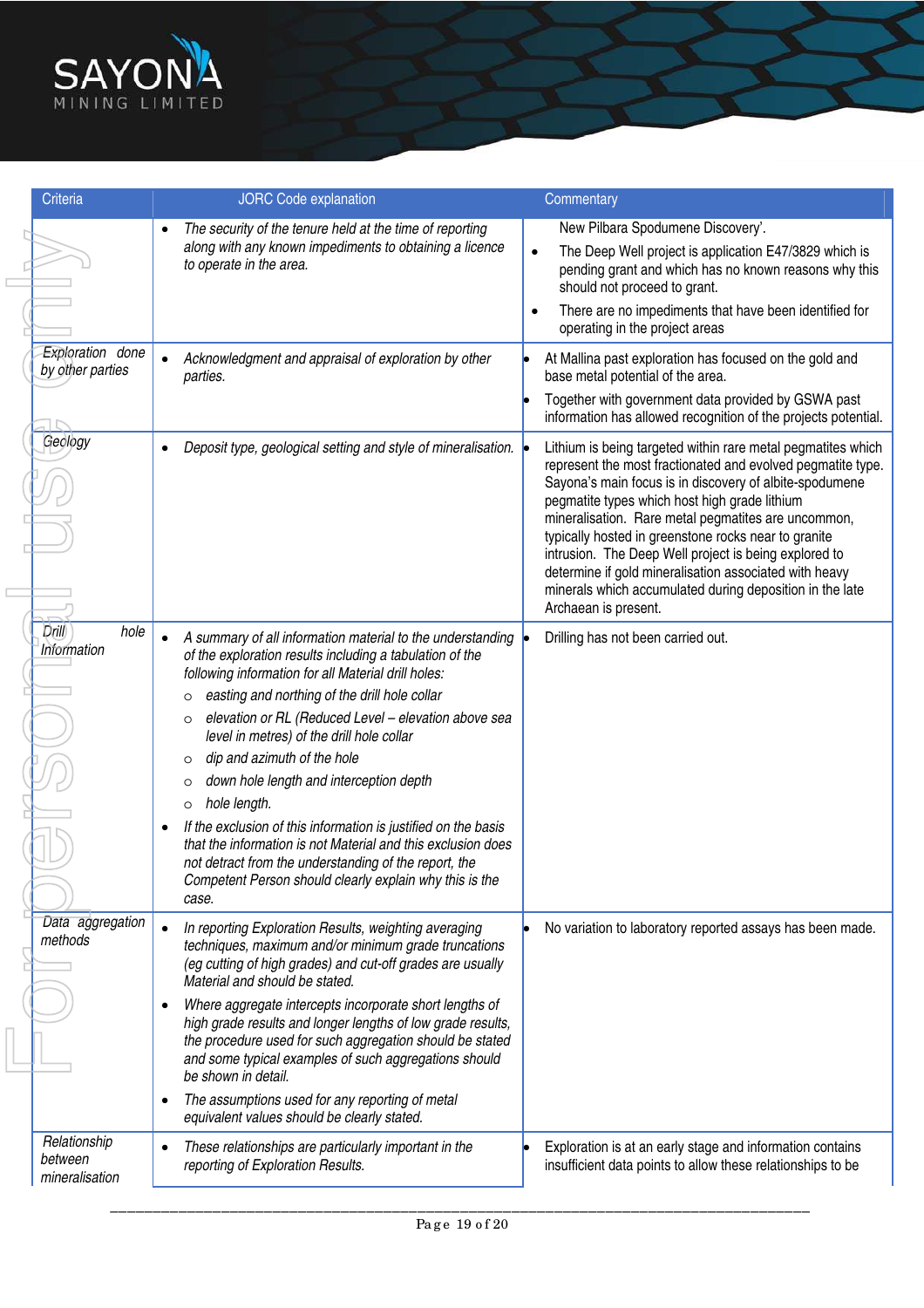| Criteria | JORC Code explanation | Commentary |
|---|---|---|
| | • *The security of the tenure held at the time of reporting along with any known impediments to obtaining a licence to operate in the area.* | New Pilbara Spodumene Discovery'.<br>• The Deep Well project is application E47/3829 which is pending grant and which has no known reasons why this should not proceed to grant.<br>• There are no impediments that have been identified for operating in the project areas |
| *Exploration done by other parties* | • *Acknowledgment and appraisal of exploration by other parties.* | • At Mallina past exploration has focused on the gold and base metal potential of the area.<br>• Together with government data provided by GSWA past information has allowed recognition of the projects potential. |
| *Geology* | • *Deposit type, geological setting and style of mineralisation.* | • Lithium is being targeted within rare metal pegmatites which represent the most fractionated and evolved pegmatite type. Sayona's main focus is in discovery of albite-spodumene pegmatite types which host high grade lithium mineralisation. Rare metal pegmatites are uncommon, typically hosted in greenstone rocks near to granite intrusion. The Deep Well project is being explored to determine if gold mineralisation associated with heavy minerals which accumulated during deposition in the late Archaean is present. |
| *Drill hole Information* | • *A summary of all information material to the understanding of the exploration results including a tabulation of the following information for all Material drill holes:*<br>○ *easting and northing of the drill hole collar*<br>○ *elevation or RL (Reduced Level – elevation above sea level in metres) of the drill hole collar*<br>○ *dip and azimuth of the hole*<br>○ *down hole length and interception depth*<br>○ *hole length.*<br>• *If the exclusion of this information is justified on the basis that the information is not Material and this exclusion does not detract from the understanding of the report, the Competent Person should clearly explain why this is the case.* | • Drilling has not been carried out. |
| *Data aggregation methods* | • *In reporting Exploration Results, weighting averaging techniques, maximum and/or minimum grade truncations (eg cutting of high grades) and cut-off grades are usually Material and should be stated.*<br>• *Where aggregate intercepts incorporate short lengths of high grade results and longer lengths of low grade results, the procedure used for such aggregation should be stated and some typical examples of such aggregations should be shown in detail.*<br>• *The assumptions used for any reporting of metal equivalent values should be clearly stated.* | • No variation to laboratory reported assays has been made. |
| *Relationship between mineralisation* | • *These relationships are particularly important in the reporting of Exploration Results.* | • Exploration is at an early stage and information contains insufficient data points to allow these relationships to be |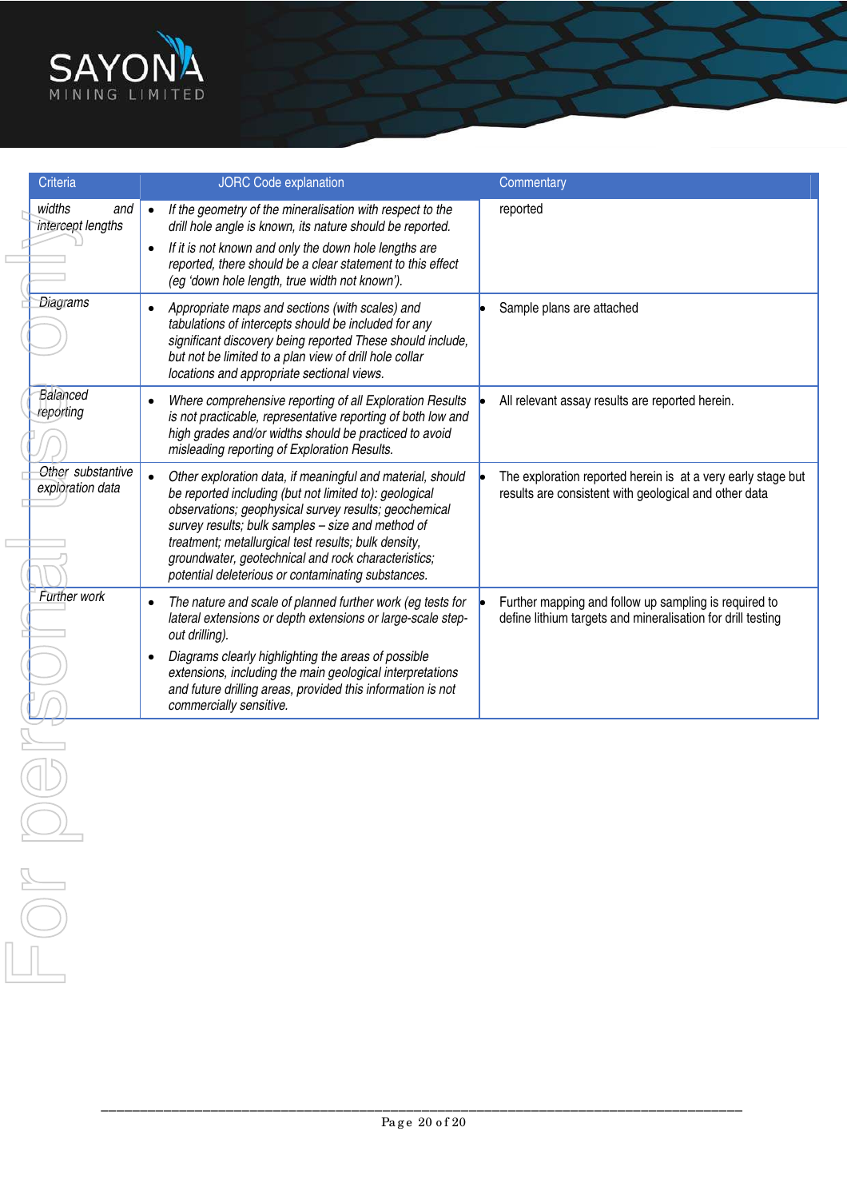| Criteria | JORC Code explanation | Commentary |
|---|---|---|
| *widths and intercept lengths* | • *If the geometry of the mineralisation with respect to the drill hole angle is known, its nature should be reported.*<br>• *If it is not known and only the down hole lengths are reported, there should be a clear statement to this effect (eg 'down hole length, true width not known').* | reported |
| *Diagrams* | • *Appropriate maps and sections (with scales) and tabulations of intercepts should be included for any significant discovery being reported These should include, but not be limited to a plan view of drill hole collar locations and appropriate sectional views.* | • Sample plans are attached |
| *Balanced reporting* | • *Where comprehensive reporting of all Exploration Results is not practicable, representative reporting of both low and high grades and/or widths should be practiced to avoid misleading reporting of Exploration Results.* | • All relevant assay results are reported herein. |
| *Other substantive exploration data* | • *Other exploration data, if meaningful and material, should be reported including (but not limited to): geological observations; geophysical survey results; geochemical survey results; bulk samples – size and method of treatment; metallurgical test results; bulk density, groundwater, geotechnical and rock characteristics; potential deleterious or contaminating substances.* | • The exploration reported herein is at a very early stage but results are consistent with geological and other data |
| *Further work* | • *The nature and scale of planned further work (eg tests for lateral extensions or depth extensions or large-scale step-out drilling).*<br>• *Diagrams clearly highlighting the areas of possible extensions, including the main geological interpretations and future drilling areas, provided this information is not commercially sensitive.* | • Further mapping and follow up sampling is required to define lithium targets and mineralisation for drill testing |